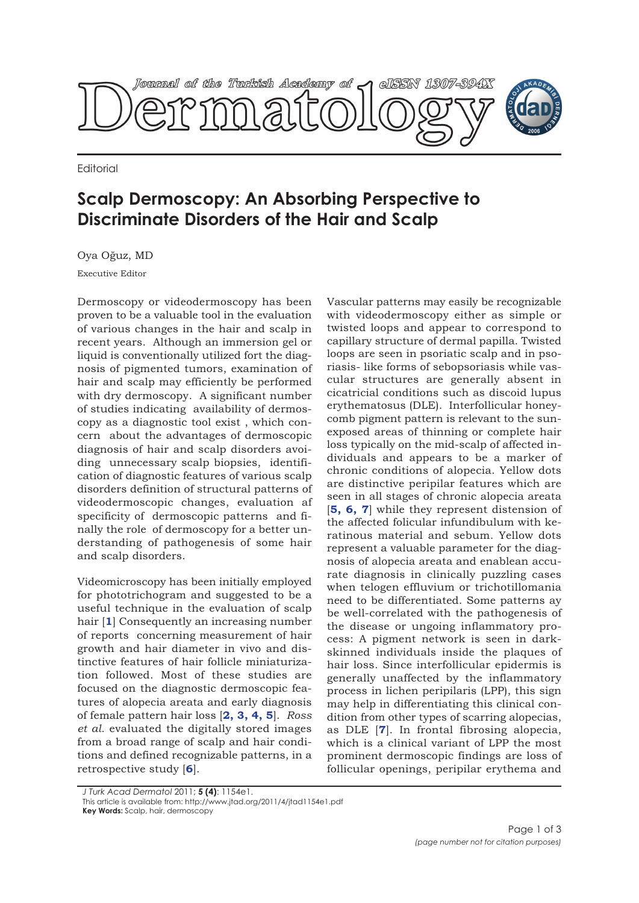Editorial

# Scalp Dermoscopy: An Absorbing Perspective to Discriminate Disorders of the Hair and Scalp

Oya Oğuz, MD

Executive Editor

Dermoscopy or videodermoscopy has been proven to be a valuable tool in the evaluation of various changes in the hair and scalp in recent years. Although an immersion gel or liquid is conventionally utilized fort the diagnosis of pigmented tumors, examination of hair and scalp may efficiently be performed with dry dermoscopy. A significant number of studies indicating availability of dermoscopy as a diagnostic tool exist , which concern about the advantages of dermoscopic diagnosis of hair and scalp disorders avoiding unnecessary scalp biopsies, identification of diagnostic features of various scalp disorders definition of structural patterns of videodermoscopic changes, evaluation af specificity of dermoscopic patterns and finally the role of dermoscopy for a better understanding of pathogenesis of some hair and scalp disorders.

Videomicroscopy has been initially employed for phototrichogram and suggested to be a useful technique in the evaluation of scalp hair [**1**] Consequently an increasing number of reports concerning measurement of hair growth and hair diameter in vivo and distinctive features of hair follicle miniaturization followed. Most of these studies are focused on the diagnostic dermoscopic features of alopecia areata and early diagnosis of female pattern hair loss [**2, 3, 4, 5**]. *Ross et al.* evaluated the digitally stored images from a broad range of scalp and hair conditions and defined recognizable patterns, in a retrospective study [**6**].

Vascular patterns may easily be recognizable with videodermoscopy either as simple or twisted loops and appear to correspond to capillary structure of dermal papilla. Twisted loops are seen in psoriatic scalp and in psoriasis- like forms of sebopsoriasis while vascular structures are generally absent in cicatricial conditions such as discoid lupus erythematosus (DLE). Interfollicular honeycomb pigment pattern is relevant to the sun-exposed areas of thinning or complete hair loss typically on the mid-scalp of affected individuals and appears to be a marker of chronic conditions of alopecia. Yellow dots are distinctive peripilar features which are seen in all stages of chronic alopecia areata [**5, 6, 7**] while they represent distension of the affected folicular infundibulum with keratinous material and sebum. Yellow dots represent a valuable parameter for the diagnosis of alopecia areata and enablean accurate diagnosis in clinically puzzling cases when telogen effluvium or trichotillomania need to be differentiated. Some patterns ay be well-correlated with the pathogenesis of the disease or ungoing inflammatory process: A pigment network is seen in dark-skinned individuals inside the plaques of hair loss. Since interfollicular epidermis is generally unaffected by the inflammatory process in lichen peripilaris (LPP), this sign may help in differentiating this clinical condition from other types of scarring alopecias, as DLE [**7**]. In frontal fibrosing alopecia, which is a clinical variant of LPP the most prominent dermoscopic findings are loss of follicular openings, peripilar erythema and

*J Turk Acad Dermatol* 2011; **5 (4)**: 1154e1.
This article is available from: http://www.jtad.org/2011/4/jtad1154e1.pdf
**Key Words:** Scalp, hair, dermoscopy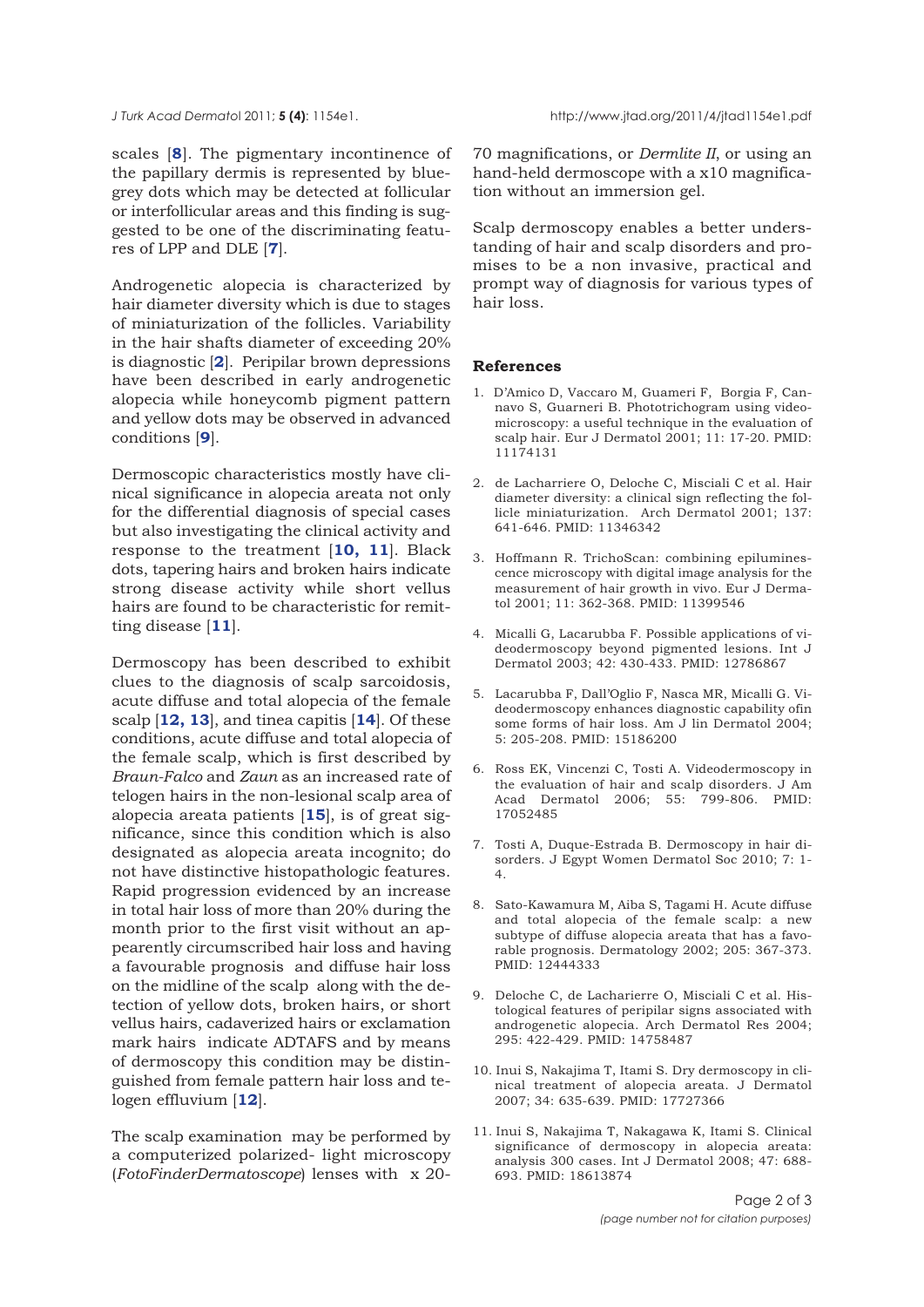scales [8]. The pigmentary incontinence of the papillary dermis is represented by blue-grey dots which may be detected at follicular or interfollicular areas and this finding is suggested to be one of the discriminating features of LPP and DLE [7].

Androgenetic alopecia is characterized by hair diameter diversity which is due to stages of miniaturization of the follicles. Variability in the hair shafts diameter of exceeding 20% is diagnostic [2]. Peripilar brown depressions have been described in early androgenetic alopecia while honeycomb pigment pattern and yellow dots may be observed in advanced conditions [9].

Dermoscopic characteristics mostly have clinical significance in alopecia areata not only for the differential diagnosis of special cases but also investigating the clinical activity and response to the treatment [10, 11]. Black dots, tapering hairs and broken hairs indicate strong disease activity while short vellus hairs are found to be characteristic for remitting disease [11].

Dermoscopy has been described to exhibit clues to the diagnosis of scalp sarcoidosis, acute diffuse and total alopecia of the female scalp [12, 13], and tinea capitis [14]. Of these conditions, acute diffuse and total alopecia of the female scalp, which is first described by *Braun-Falco* and *Zaun* as an increased rate of telogen hairs in the non-lesional scalp area of alopecia areata patients [15], is of great significance, since this condition which is also designated as alopecia areata incognito; do not have distinctive histopathologic features. Rapid progression evidenced by an increase in total hair loss of more than 20% during the month prior to the first visit without an appearently circumscribed hair loss and having a favourable prognosis and diffuse hair loss on the midline of the scalp along with the detection of yellow dots, broken hairs, or short vellus hairs, cadaverized hairs or exclamation mark hairs indicate ADTAFS and by means of dermoscopy this condition may be distinguished from female pattern hair loss and telogen effluvium [12].

The scalp examination may be performed by a computerized polarized- light microscopy (*FotoFinderDermatoscope*) lenses with x 20-70 magnifications, or *Dermlite II*, or using an hand-held dermoscope with a x10 magnification without an immersion gel.

Scalp dermoscopy enables a better understanding of hair and scalp disorders and promises to be a non invasive, practical and prompt way of diagnosis for various types of hair loss.

## References

1. D'Amico D, Vaccaro M, Guameri F, Borgia F, Cannavo S, Guarneri B. Phototrichogram using videomicroscopy: a useful technique in the evaluation of scalp hair. Eur J Dermatol 2001; 11: 17-20. PMID: 11174131

2. de Lacharriere O, Deloche C, Misciali C et al. Hair diameter diversity: a clinical sign reflecting the follicle miniaturization. Arch Dermatol 2001; 137: 641-646. PMID: 11346342

3. Hoffmann R. TrichoScan: combining epiluminescence microscopy with digital image analysis for the measurement of hair growth in vivo. Eur J Dermatol 2001; 11: 362-368. PMID: 11399546

4. Micalli G, Lacarubba F. Possible applications of videodermoscopy beyond pigmented lesions. Int J Dermatol 2003; 42: 430-433. PMID: 12786867

5. Lacarubba F, Dall'Oglio F, Nasca MR, Micalli G. Videodermoscopy enhances diagnostic capability ofin some forms of hair loss. Am J lin Dermatol 2004; 5: 205-208. PMID: 15186200

6. Ross EK, Vincenzi C, Tosti A. Videodermoscopy in the evaluation of hair and scalp disorders. J Am Acad Dermatol 2006; 55: 799-806. PMID: 17052485

7. Tosti A, Duque-Estrada B. Dermoscopy in hair disorders. J Egypt Women Dermatol Soc 2010; 7: 1-4.

8. Sato-Kawamura M, Aiba S, Tagami H. Acute diffuse and total alopecia of the female scalp: a new subtype of diffuse alopecia areata that has a favorable prognosis. Dermatology 2002; 205: 367-373. PMID: 12444333

9. Deloche C, de Lacharierre O, Misciali C et al. Histological features of peripilar signs associated with androgenetic alopecia. Arch Dermatol Res 2004; 295: 422-429. PMID: 14758487

10. Inui S, Nakajima T, Itami S. Dry dermoscopy in clinical treatment of alopecia areata. J Dermatol 2007; 34: 635-639. PMID: 17727366

11. Inui S, Nakajima T, Nakagawa K, Itami S. Clinical significance of dermoscopy in alopecia areata: analysis 300 cases. Int J Dermatol 2008; 47: 688-693. PMID: 18613874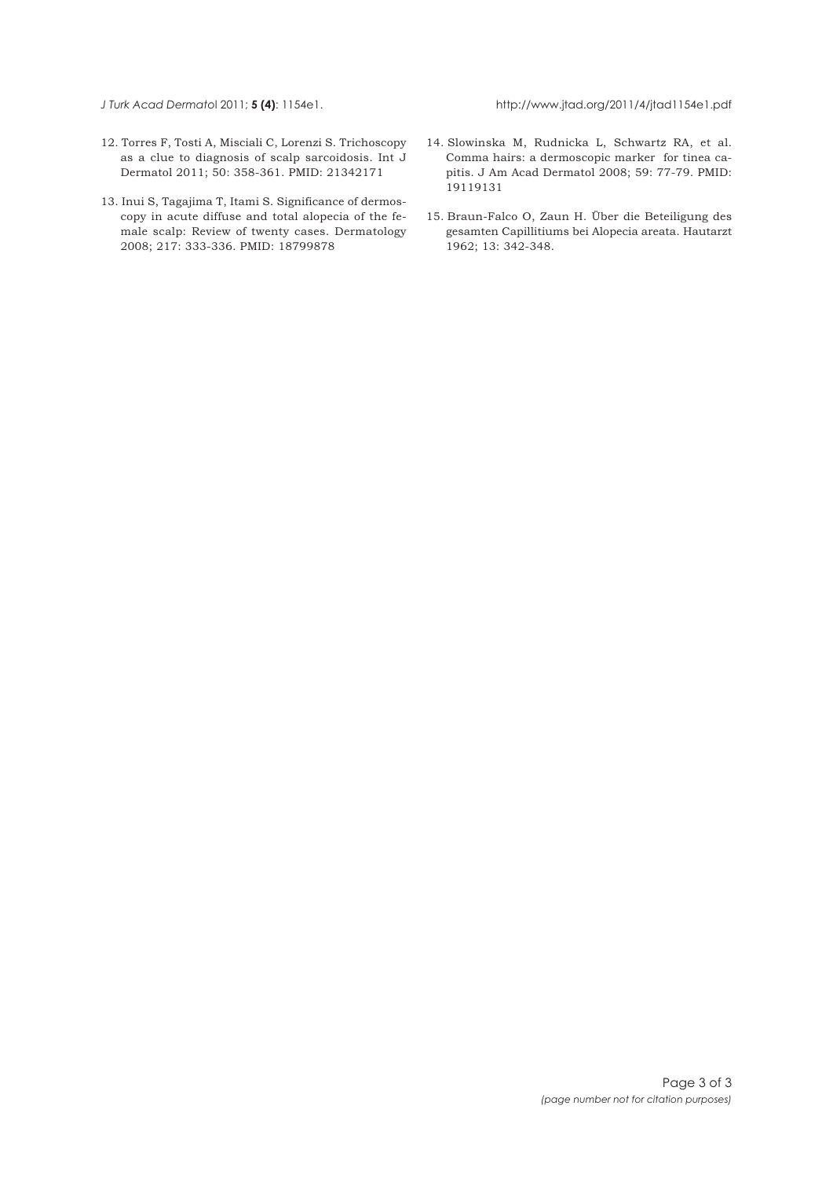12. Torres F, Tosti A, Misciali C, Lorenzi S. Trichoscopy as a clue to diagnosis of scalp sarcoidosis. Int J Dermatol 2011; 50: 358-361. PMID: 21342171

13. Inui S, Tagajima T, Itami S. Significance of dermoscopy in acute diffuse and total alopecia of the female scalp: Review of twenty cases. Dermatology 2008; 217: 333-336. PMID: 18799878

14. Slowinska M, Rudnicka L, Schwartz RA, et al. Comma hairs: a dermoscopic marker for tinea capitis. J Am Acad Dermatol 2008; 59: 77-79. PMID: 19119131

15. Braun-Falco O, Zaun H. Über die Beteiligung des gesamten Capillitiums bei Alopecia areata. Hautarzt 1962; 13: 342-348.